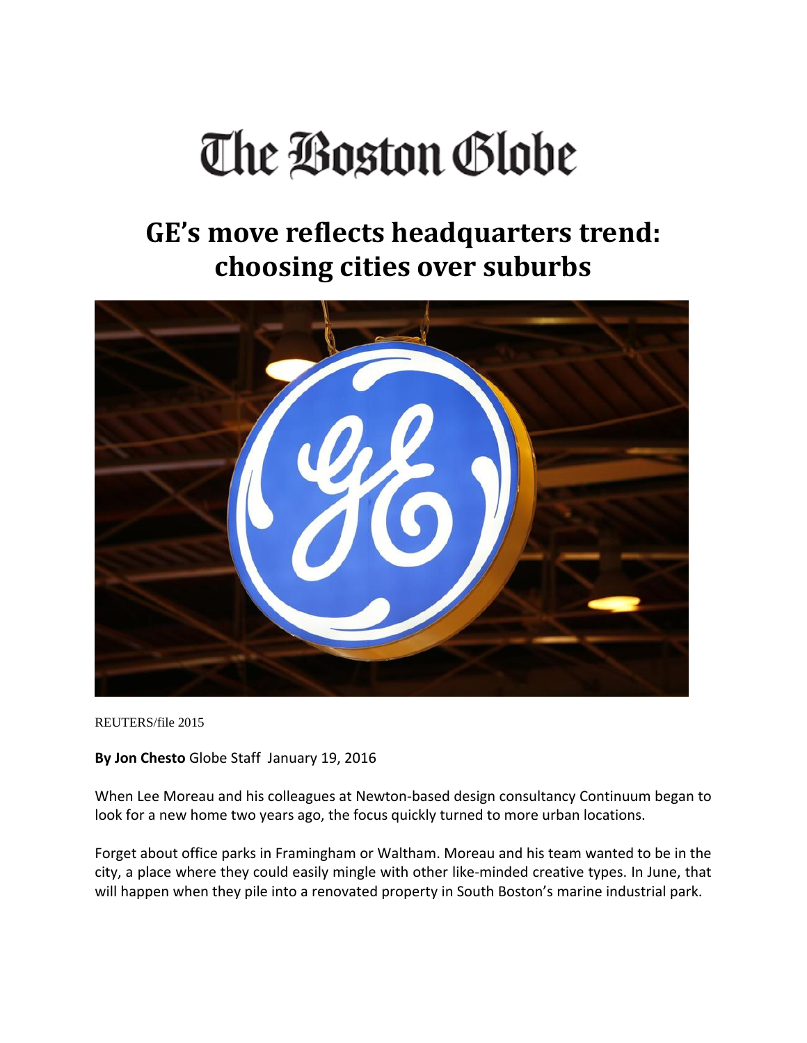# The Boston Globe

## GE's move reflects headquarters trend: choosing cities over suburbs

REUTERS/file 2015

**By Jon Chesto** Globe Staff January 19, 2016

When Lee Moreau and his colleagues at Newton-based design consultancy Continuum began to look for a new home two years ago, the focus quickly turned to more urban locations.

Forget about office parks in Framingham or Waltham. Moreau and his team wanted to be in the city, a place where they could easily mingle with other like-minded creative types. In June, that will happen when they pile into a renovated property in South Boston's marine industrial park.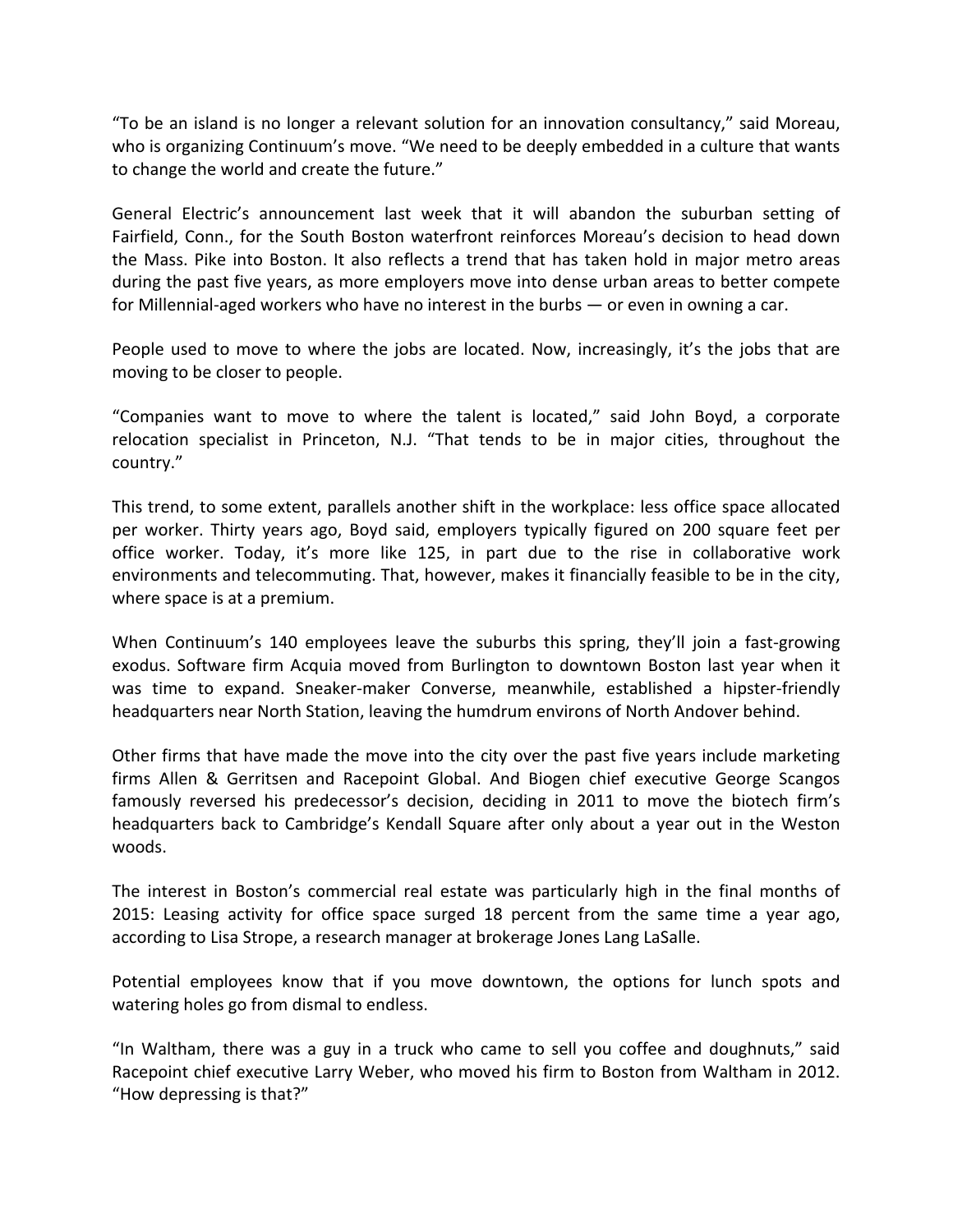"To be an island is no longer a relevant solution for an innovation consultancy," said Moreau, who is organizing Continuum's move. "We need to be deeply embedded in a culture that wants to change the world and create the future."

General Electric's announcement last week that it will abandon the suburban setting of Fairfield, Conn., for the South Boston waterfront reinforces Moreau's decision to head down the Mass. Pike into Boston. It also reflects a trend that has taken hold in major metro areas during the past five years, as more employers move into dense urban areas to better compete for Millennial-aged workers who have no interest in the burbs — or even in owning a car.

People used to move to where the jobs are located. Now, increasingly, it's the jobs that are moving to be closer to people.

"Companies want to move to where the talent is located," said John Boyd, a corporate relocation specialist in Princeton, N.J. "That tends to be in major cities, throughout the country."

This trend, to some extent, parallels another shift in the workplace: less office space allocated per worker. Thirty years ago, Boyd said, employers typically figured on 200 square feet per office worker. Today, it's more like 125, in part due to the rise in collaborative work environments and telecommuting. That, however, makes it financially feasible to be in the city, where space is at a premium.

When Continuum's 140 employees leave the suburbs this spring, they'll join a fast-growing exodus. Software firm Acquia moved from Burlington to downtown Boston last year when it was time to expand. Sneaker-maker Converse, meanwhile, established a hipster-friendly headquarters near North Station, leaving the humdrum environs of North Andover behind.

Other firms that have made the move into the city over the past five years include marketing firms Allen & Gerritsen and Racepoint Global. And Biogen chief executive George Scangos famously reversed his predecessor's decision, deciding in 2011 to move the biotech firm's headquarters back to Cambridge's Kendall Square after only about a year out in the Weston woods.

The interest in Boston's commercial real estate was particularly high in the final months of 2015: Leasing activity for office space surged 18 percent from the same time a year ago, according to Lisa Strope, a research manager at brokerage Jones Lang LaSalle.

Potential employees know that if you move downtown, the options for lunch spots and watering holes go from dismal to endless.

"In Waltham, there was a guy in a truck who came to sell you coffee and doughnuts," said Racepoint chief executive Larry Weber, who moved his firm to Boston from Waltham in 2012. "How depressing is that?"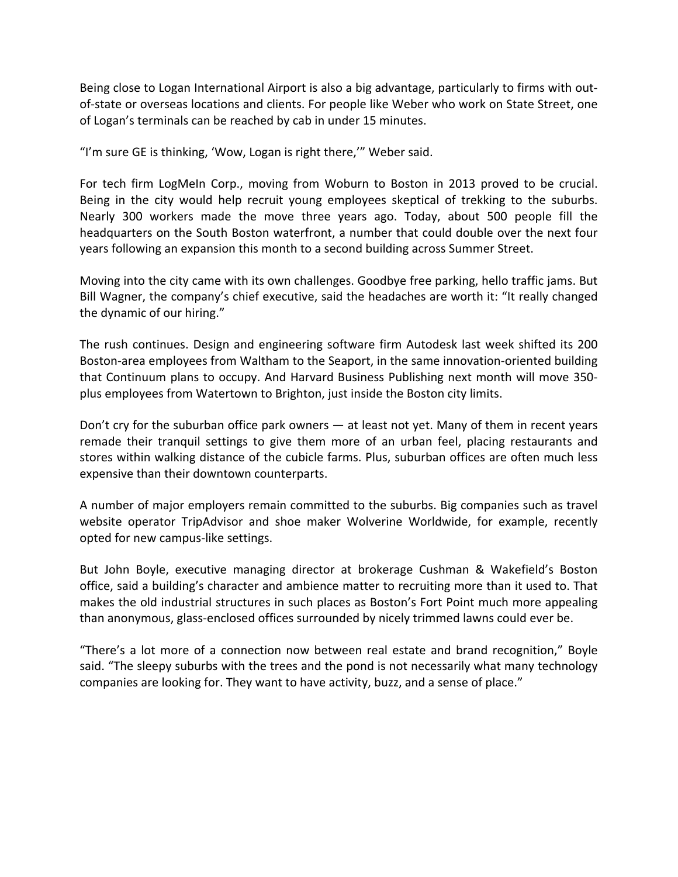Being close to Logan International Airport is also a big advantage, particularly to firms with out-of-state or overseas locations and clients. For people like Weber who work on State Street, one of Logan's terminals can be reached by cab in under 15 minutes.

"I'm sure GE is thinking, 'Wow, Logan is right there,'" Weber said.

For tech firm LogMeIn Corp., moving from Woburn to Boston in 2013 proved to be crucial. Being in the city would help recruit young employees skeptical of trekking to the suburbs. Nearly 300 workers made the move three years ago. Today, about 500 people fill the headquarters on the South Boston waterfront, a number that could double over the next four years following an expansion this month to a second building across Summer Street.

Moving into the city came with its own challenges. Goodbye free parking, hello traffic jams. But Bill Wagner, the company's chief executive, said the headaches are worth it: "It really changed the dynamic of our hiring."

The rush continues. Design and engineering software firm Autodesk last week shifted its 200 Boston-area employees from Waltham to the Seaport, in the same innovation-oriented building that Continuum plans to occupy. And Harvard Business Publishing next month will move 350-plus employees from Watertown to Brighton, just inside the Boston city limits.

Don't cry for the suburban office park owners — at least not yet. Many of them in recent years remade their tranquil settings to give them more of an urban feel, placing restaurants and stores within walking distance of the cubicle farms. Plus, suburban offices are often much less expensive than their downtown counterparts.

A number of major employers remain committed to the suburbs. Big companies such as travel website operator TripAdvisor and shoe maker Wolverine Worldwide, for example, recently opted for new campus-like settings.

But John Boyle, executive managing director at brokerage Cushman & Wakefield's Boston office, said a building's character and ambience matter to recruiting more than it used to. That makes the old industrial structures in such places as Boston's Fort Point much more appealing than anonymous, glass-enclosed offices surrounded by nicely trimmed lawns could ever be.

"There's a lot more of a connection now between real estate and brand recognition," Boyle said. "The sleepy suburbs with the trees and the pond is not necessarily what many technology companies are looking for. They want to have activity, buzz, and a sense of place."